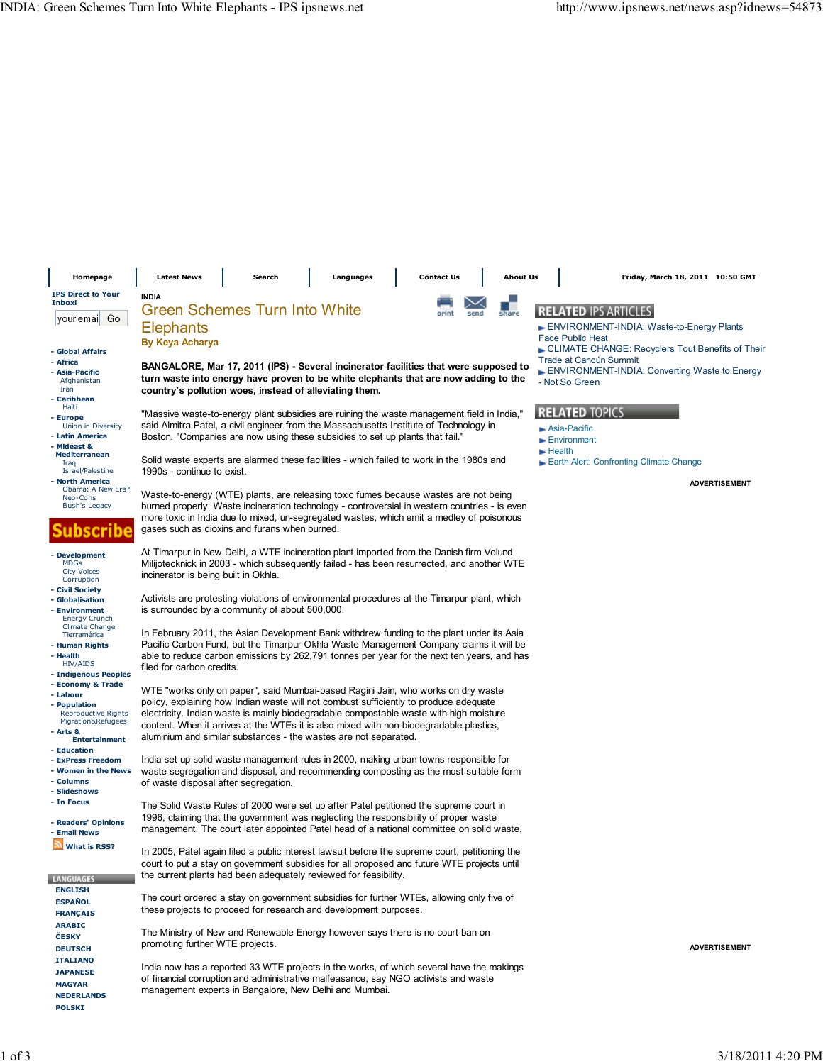INDIA

# Green Schemes Turn Into White Elephants

**By Keya Acharya**

**BANGALORE, Mar 17, 2011 (IPS) - Several incinerator facilities that were supposed to turn waste into energy have proven to be white elephants that are now adding to the country's pollution woes, instead of alleviating them.**

"Massive waste-to-energy plant subsidies are ruining the waste management field in India," said Almitra Patel, a civil engineer from the Massachusetts Institute of Technology in Boston. "Companies are now using these subsidies to set up plants that fail."

Solid waste experts are alarmed these facilities - which failed to work in the 1980s and 1990s - continue to exist.

Waste-to-energy (WTE) plants, are releasing toxic fumes because wastes are not being burned properly. Waste incineration technology - controversial in western countries - is even more toxic in India due to mixed, un-segregated wastes, which emit a medley of poisonous gases such as dioxins and furans when burned.

At Timarpur in New Delhi, a WTE incineration plant imported from the Danish firm Volund Milijotecknick in 2003 - which subsequently failed - has been resurrected, and another WTE incinerator is being built in Okhla.

Activists are protesting violations of environmental procedures at the Timarpur plant, which is surrounded by a community of about 500,000.

In February 2011, the Asian Development Bank withdrew funding to the plant under its Asia Pacific Carbon Fund, but the Timarpur Okhla Waste Management Company claims it will be able to reduce carbon emissions by 262,791 tonnes per year for the next ten years, and has filed for carbon credits.

WTE "works only on paper", said Mumbai-based Ragini Jain, who works on dry waste policy, explaining how Indian waste will not combust sufficiently to produce adequate electricity. Indian waste is mainly biodegradable compostable waste with high moisture content. When it arrives at the WTEs it is also mixed with non-biodegradable plastics, aluminium and similar substances - the wastes are not separated.

India set up solid waste management rules in 2000, making urban towns responsible for waste segregation and disposal, and recommending composting as the most suitable form of waste disposal after segregation.

The Solid Waste Rules of 2000 were set up after Patel petitioned the supreme court in 1996, claiming that the government was neglecting the responsibility of proper waste management. The court later appointed Patel head of a national committee on solid waste.

In 2005, Patel again filed a public interest lawsuit before the supreme court, petitioning the court to put a stay on government subsidies for all proposed and future WTE projects until the current plants had been adequately reviewed for feasibility.

The court ordered a stay on government subsidies for further WTEs, allowing only five of these projects to proceed for research and development purposes.

The Ministry of New and Renewable Energy however says there is no court ban on promoting further WTE projects.

India now has a reported 33 WTE projects in the works, of which several have the makings of financial corruption and administrative malfeasance, say NGO activists and waste management experts in Bangalore, New Delhi and Mumbai.

## RELATED IPS ARTICLES

- ENVIRONMENT-INDIA: Waste-to-Energy Plants Face Public Heat
- CLIMATE CHANGE: Recyclers Tout Benefits of Their Trade at Cancún Summit
- ENVIRONMENT-INDIA: Converting Waste to Energy - Not So Green

## RELATED TOPICS

- Asia-Pacific
- Environment
- Health
- Earth Alert: Confronting Climate Change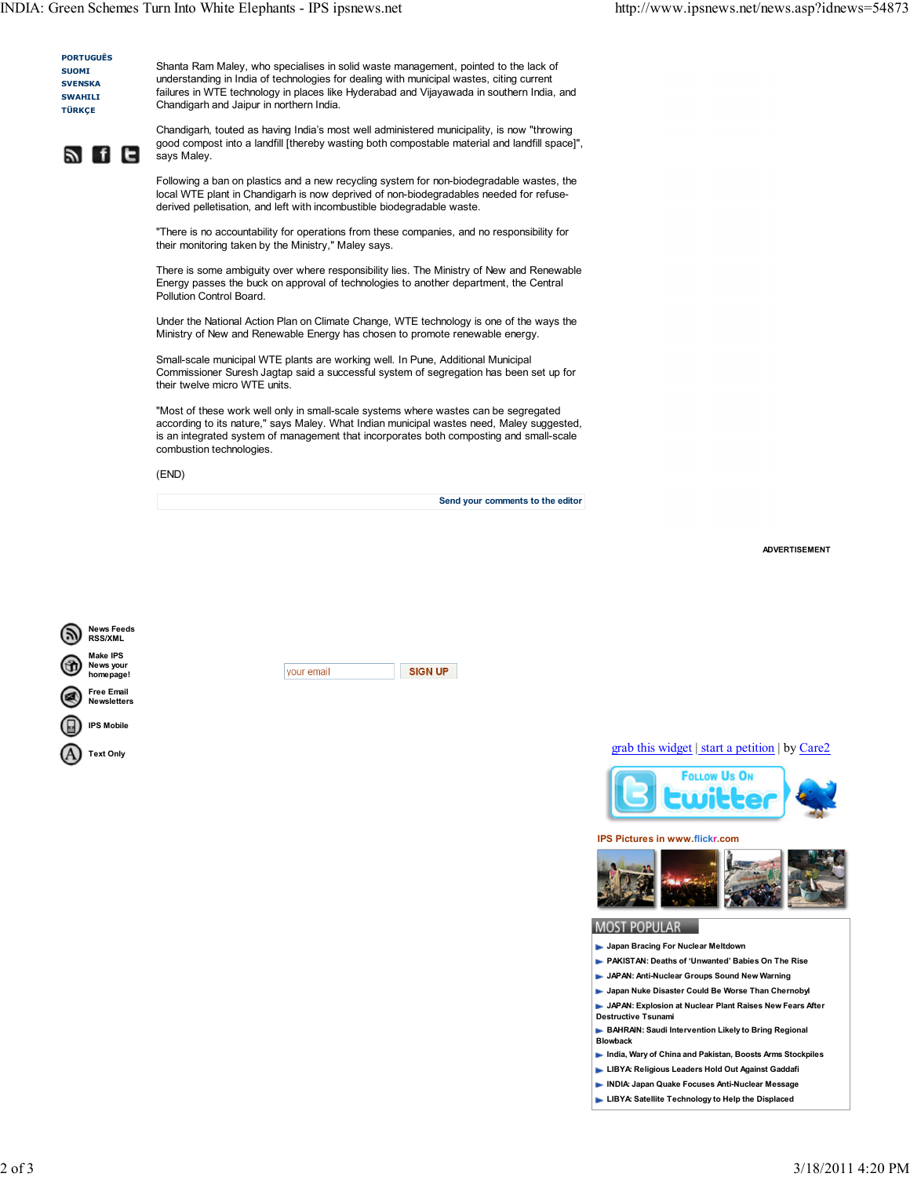PORTUGUÊS
SUOMI
SVENSKA
SWAHILI
TÜRKÇE

Shanta Ram Maley, who specialises in solid waste management, pointed to the lack of understanding in India of technologies for dealing with municipal wastes, citing current failures in WTE technology in places like Hyderabad and Vijayawada in southern India, and Chandigarh and Jaipur in northern India.

Chandigarh, touted as having India's most well administered municipality, is now "throwing good compost into a landfill [thereby wasting both compostable material and landfill space]", says Maley.

Following a ban on plastics and a new recycling system for non-biodegradable wastes, the local WTE plant in Chandigarh is now deprived of non-biodegradables needed for refuse-derived pelletisation, and left with incombustible biodegradable waste.

"There is no accountability for operations from these companies, and no responsibility for their monitoring taken by the Ministry," Maley says.

There is some ambiguity over where responsibility lies. The Ministry of New and Renewable Energy passes the buck on approval of technologies to another department, the Central Pollution Control Board.

Under the National Action Plan on Climate Change, WTE technology is one of the ways the Ministry of New and Renewable Energy has chosen to promote renewable energy.

Small-scale municipal WTE plants are working well. In Pune, Additional Municipal Commissioner Suresh Jagtap said a successful system of segregation has been set up for their twelve micro WTE units.

"Most of these work well only in small-scale systems where wastes can be segregated according to its nature," says Maley. What Indian municipal wastes need, Maley suggested, is an integrated system of management that incorporates both composting and small-scale combustion technologies.

(END)

Send your comments to the editor

ADVERTISEMENT

News Feeds RSS/XML
Make IPS News your homepage!
Free Email Newsletters
IPS Mobile
Text Only

your email SIGN UP

grab this widget | start a petition | by Care2

IPS Pictures in www.flickr.com

**MOST POPULAR**

- Japan Bracing For Nuclear Meltdown
- PAKISTAN: Deaths of 'Unwanted' Babies On The Rise
- JAPAN: Anti-Nuclear Groups Sound New Warning
- Japan Nuke Disaster Could Be Worse Than Chernobyl
- JAPAN: Explosion at Nuclear Plant Raises New Fears After Destructive Tsunami
- BAHRAIN: Saudi Intervention Likely to Bring Regional Blowback
- India, Wary of China and Pakistan, Boosts Arms Stockpiles
- LIBYA: Religious Leaders Hold Out Against Gaddafi
- INDIA: Japan Quake Focuses Anti-Nuclear Message
- LIBYA: Satellite Technology to Help the Displaced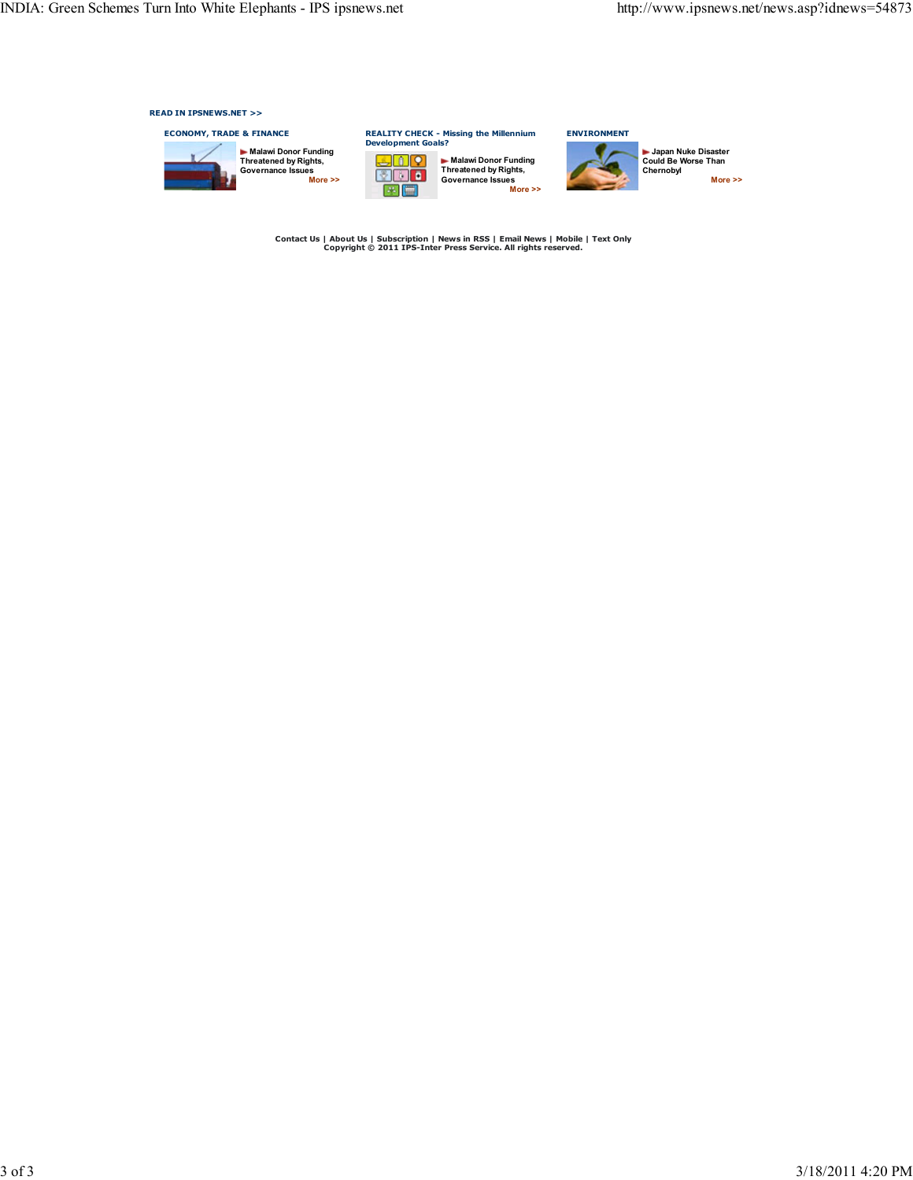**READ IN IPSNEWS.NET >>**

**ECONOMY, TRADE & FINANCE**

Malawi Donor Funding Threatened by Rights, Governance Issues

More >>

**REALITY CHECK - Missing the Millennium Development Goals?**

Malawi Donor Funding Threatened by Rights, Governance Issues

More >>

**ENVIRONMENT**

Japan Nuke Disaster Could Be Worse Than Chernobyl

More >>

Contact Us | About Us | Subscription | News in RSS | Email News | Mobile | Text Only
Copyright © 2011 IPS-Inter Press Service. All rights reserved.